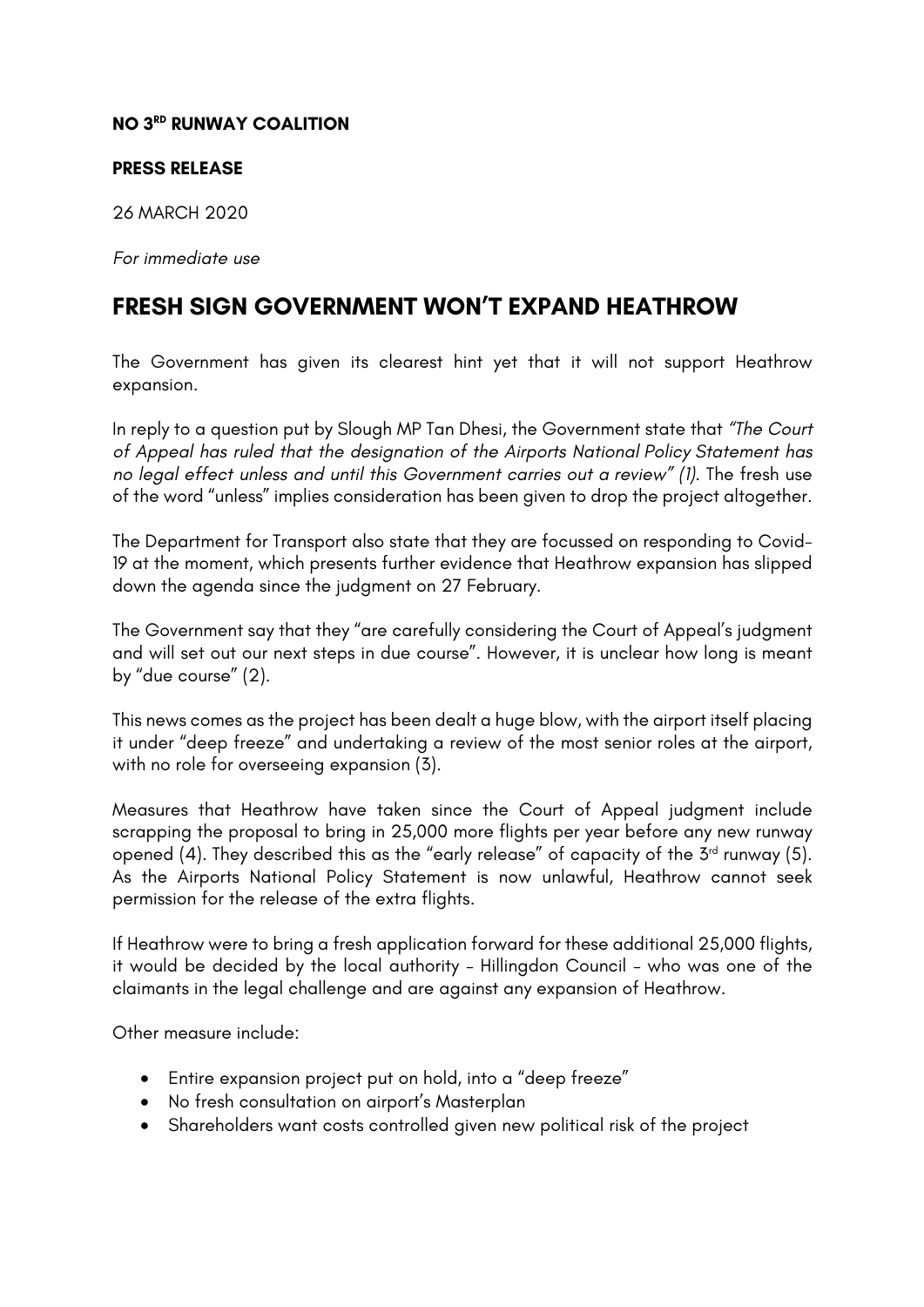**NO 3RD RUNWAY COALITION**

**PRESS RELEASE**

26 MARCH 2020

*For immediate use*

# FRESH SIGN GOVERNMENT WON'T EXPAND HEATHROW

The Government has given its clearest hint yet that it will not support Heathrow expansion.

In reply to a question put by Slough MP Tan Dhesi, the Government state that *"The Court of Appeal has ruled that the designation of the Airports National Policy Statement has no legal effect unless and until this Government carries out a review" (1)*. The fresh use of the word "unless" implies consideration has been given to drop the project altogether.

The Department for Transport also state that they are focussed on responding to Covid-19 at the moment, which presents further evidence that Heathrow expansion has slipped down the agenda since the judgment on 27 February.

The Government say that they "are carefully considering the Court of Appeal's judgment and will set out our next steps in due course". However, it is unclear how long is meant by "due course" (2).

This news comes as the project has been dealt a huge blow, with the airport itself placing it under "deep freeze" and undertaking a review of the most senior roles at the airport, with no role for overseeing expansion (3).

Measures that Heathrow have taken since the Court of Appeal judgment include scrapping the proposal to bring in 25,000 more flights per year before any new runway opened (4). They described this as the "early release" of capacity of the 3rd runway (5). As the Airports National Policy Statement is now unlawful, Heathrow cannot seek permission for the release of the extra flights.

If Heathrow were to bring a fresh application forward for these additional 25,000 flights, it would be decided by the local authority – Hillingdon Council – who was one of the claimants in the legal challenge and are against any expansion of Heathrow.

Other measure include:

- Entire expansion project put on hold, into a "deep freeze"
- No fresh consultation on airport's Masterplan
- Shareholders want costs controlled given new political risk of the project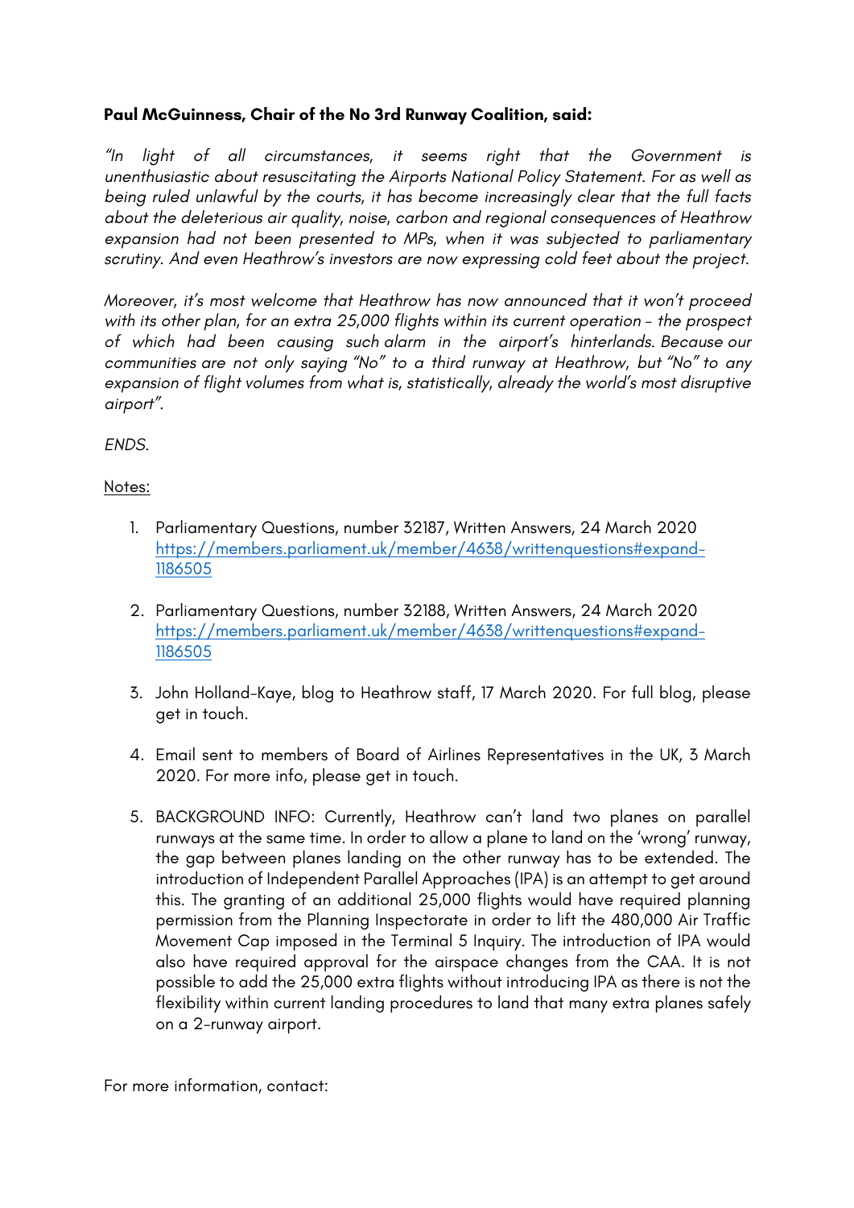**Paul McGuinness, Chair of the No 3rd Runway Coalition, said:**

*"In light of all circumstances, it seems right that the Government is unenthusiastic about resuscitating the Airports National Policy Statement. For as well as being ruled unlawful by the courts, it has become increasingly clear that the full facts about the deleterious air quality, noise, carbon and regional consequences of Heathrow expansion had not been presented to MPs, when it was subjected to parliamentary scrutiny. And even Heathrow's investors are now expressing cold feet about the project.*

*Moreover, it's most welcome that Heathrow has now announced that it won't proceed with its other plan, for an extra 25,000 flights within its current operation - the prospect of which had been causing such alarm in the airport's hinterlands. Because our communities are not only saying "No" to a third runway at Heathrow, but "No" to any expansion of flight volumes from what is, statistically, already the world's most disruptive airport".*

*ENDS.*

Notes:

1. Parliamentary Questions, number 32187, Written Answers, 24 March 2020 https://members.parliament.uk/member/4638/writtenquestions#expand-1186505

2. Parliamentary Questions, number 32188, Written Answers, 24 March 2020 https://members.parliament.uk/member/4638/writtenquestions#expand-1186505

3. John Holland-Kaye, blog to Heathrow staff, 17 March 2020. For full blog, please get in touch.

4. Email sent to members of Board of Airlines Representatives in the UK, 3 March 2020. For more info, please get in touch.

5. BACKGROUND INFO: Currently, Heathrow can't land two planes on parallel runways at the same time. In order to allow a plane to land on the 'wrong' runway, the gap between planes landing on the other runway has to be extended. The introduction of Independent Parallel Approaches (IPA) is an attempt to get around this. The granting of an additional 25,000 flights would have required planning permission from the Planning Inspectorate in order to lift the 480,000 Air Traffic Movement Cap imposed in the Terminal 5 Inquiry. The introduction of IPA would also have required approval for the airspace changes from the CAA. It is not possible to add the 25,000 extra flights without introducing IPA as there is not the flexibility within current landing procedures to land that many extra planes safely on a 2-runway airport.

For more information, contact: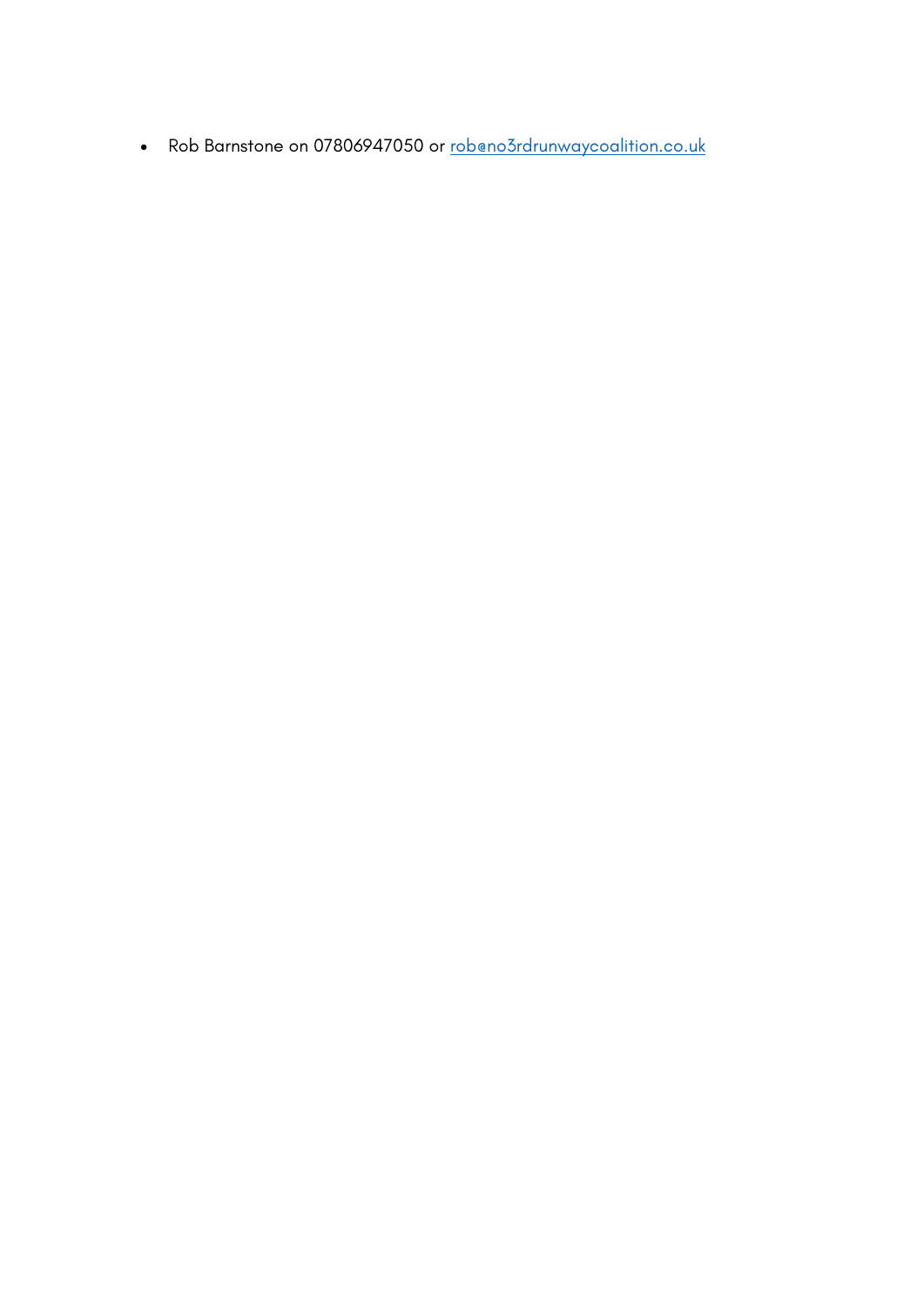- Rob Barnstone on 07806947050 or rob@no3rdrunwaycoalition.co.uk